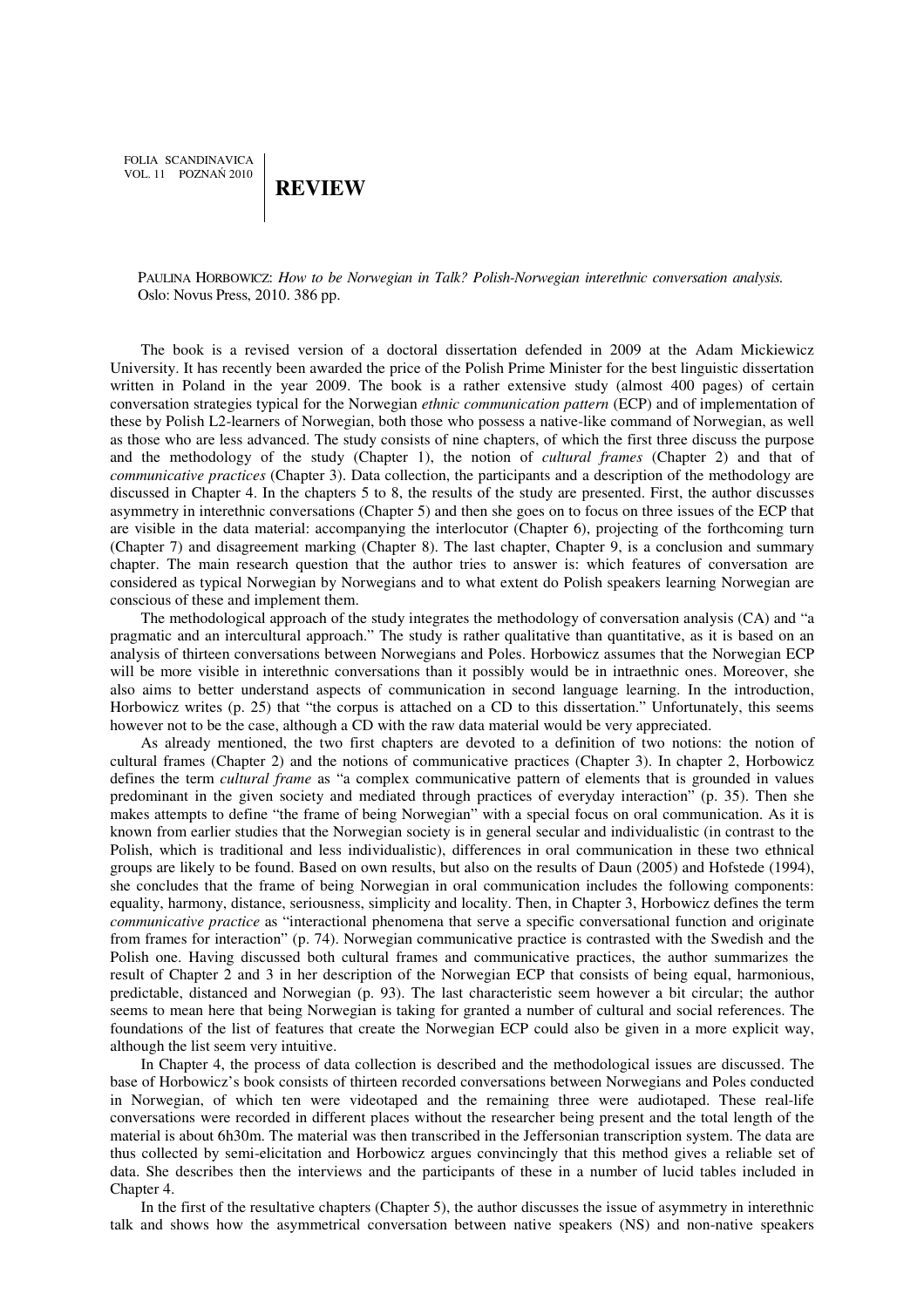# REVIEW

PAULINA HORBOWICZ: *How to be Norwegian in Talk? Polish-Norwegian interethnic conversation analysis.* Oslo: Novus Press, 2010. 386 pp.

The book is a revised version of a doctoral dissertation defended in 2009 at the Adam Mickiewicz University. It has recently been awarded the price of the Polish Prime Minister for the best linguistic dissertation written in Poland in the year 2009. The book is a rather extensive study (almost 400 pages) of certain conversation strategies typical for the Norwegian *ethnic communication pattern* (ECP) and of implementation of these by Polish L2-learners of Norwegian, both those who possess a native-like command of Norwegian, as well as those who are less advanced. The study consists of nine chapters, of which the first three discuss the purpose and the methodology of the study (Chapter 1), the notion of *cultural frames* (Chapter 2) and that of *communicative practices* (Chapter 3). Data collection, the participants and a description of the methodology are discussed in Chapter 4. In the chapters 5 to 8, the results of the study are presented. First, the author discusses asymmetry in interethnic conversations (Chapter 5) and then she goes on to focus on three issues of the ECP that are visible in the data material: accompanying the interlocutor (Chapter 6), projecting of the forthcoming turn (Chapter 7) and disagreement marking (Chapter 8). The last chapter, Chapter 9, is a conclusion and summary chapter. The main research question that the author tries to answer is: which features of conversation are considered as typical Norwegian by Norwegians and to what extent do Polish speakers learning Norwegian are conscious of these and implement them.

The methodological approach of the study integrates the methodology of conversation analysis (CA) and "a pragmatic and an intercultural approach." The study is rather qualitative than quantitative, as it is based on an analysis of thirteen conversations between Norwegians and Poles. Horbowicz assumes that the Norwegian ECP will be more visible in interethnic conversations than it possibly would be in intraethnic ones. Moreover, she also aims to better understand aspects of communication in second language learning. In the introduction, Horbowicz writes (p. 25) that "the corpus is attached on a CD to this dissertation." Unfortunately, this seems however not to be the case, although a CD with the raw data material would be very appreciated.

As already mentioned, the two first chapters are devoted to a definition of two notions: the notion of cultural frames (Chapter 2) and the notions of communicative practices (Chapter 3). In chapter 2, Horbowicz defines the term *cultural frame* as "a complex communicative pattern of elements that is grounded in values predominant in the given society and mediated through practices of everyday interaction" (p. 35). Then she makes attempts to define "the frame of being Norwegian" with a special focus on oral communication. As it is known from earlier studies that the Norwegian society is in general secular and individualistic (in contrast to the Polish, which is traditional and less individualistic), differences in oral communication in these two ethnical groups are likely to be found. Based on own results, but also on the results of Daun (2005) and Hofstede (1994), she concludes that the frame of being Norwegian in oral communication includes the following components: equality, harmony, distance, seriousness, simplicity and locality. Then, in Chapter 3, Horbowicz defines the term *communicative practice* as "interactional phenomena that serve a specific conversational function and originate from frames for interaction" (p. 74). Norwegian communicative practice is contrasted with the Swedish and the Polish one. Having discussed both cultural frames and communicative practices, the author summarizes the result of Chapter 2 and 3 in her description of the Norwegian ECP that consists of being equal, harmonious, predictable, distanced and Norwegian (p. 93). The last characteristic seem however a bit circular; the author seems to mean here that being Norwegian is taking for granted a number of cultural and social references. The foundations of the list of features that create the Norwegian ECP could also be given in a more explicit way, although the list seem very intuitive.

In Chapter 4, the process of data collection is described and the methodological issues are discussed. The base of Horbowicz's book consists of thirteen recorded conversations between Norwegians and Poles conducted in Norwegian, of which ten were videotaped and the remaining three were audiotaped. These real-life conversations were recorded in different places without the researcher being present and the total length of the material is about 6h30m. The material was then transcribed in the Jeffersonian transcription system. The data are thus collected by semi-elicitation and Horbowicz argues convincingly that this method gives a reliable set of data. She describes then the interviews and the participants of these in a number of lucid tables included in Chapter 4.

In the first of the resultative chapters (Chapter 5), the author discusses the issue of asymmetry in interethnic talk and shows how the asymmetrical conversation between native speakers (NS) and non-native speakers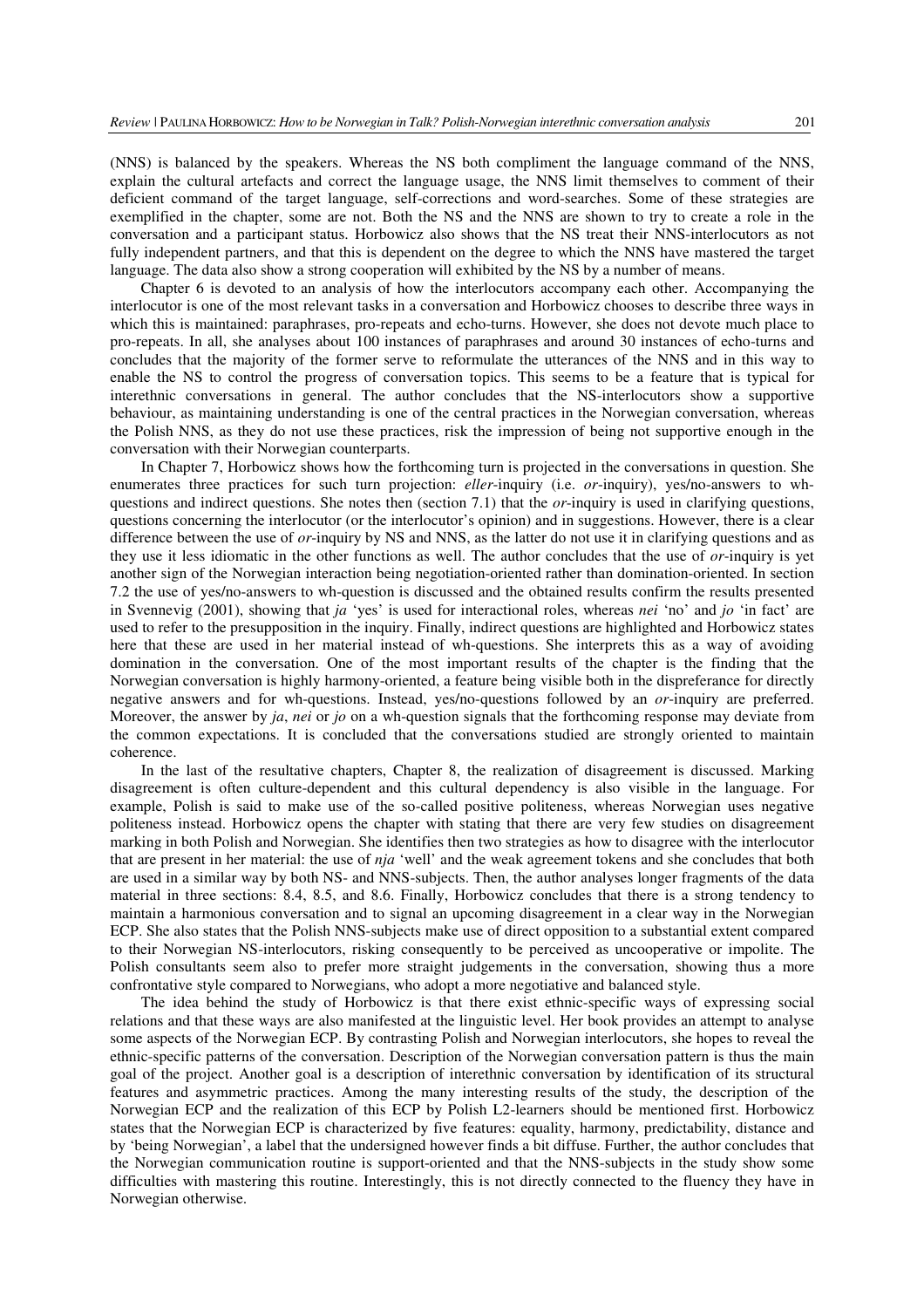(NNS) is balanced by the speakers. Whereas the NS both compliment the language command of the NNS, explain the cultural artefacts and correct the language usage, the NNS limit themselves to comment of their deficient command of the target language, self-corrections and word-searches. Some of these strategies are exemplified in the chapter, some are not. Both the NS and the NNS are shown to try to create a role in the conversation and a participant status. Horbowicz also shows that the NS treat their NNS-interlocutors as not fully independent partners, and that this is dependent on the degree to which the NNS have mastered the target language. The data also show a strong cooperation will exhibited by the NS by a number of means.

Chapter 6 is devoted to an analysis of how the interlocutors accompany each other. Accompanying the interlocutor is one of the most relevant tasks in a conversation and Horbowicz chooses to describe three ways in which this is maintained: paraphrases, pro-repeats and echo-turns. However, she does not devote much place to pro-repeats. In all, she analyses about 100 instances of paraphrases and around 30 instances of echo-turns and concludes that the majority of the former serve to reformulate the utterances of the NNS and in this way to enable the NS to control the progress of conversation topics. This seems to be a feature that is typical for interethnic conversations in general. The author concludes that the NS-interlocutors show a supportive behaviour, as maintaining understanding is one of the central practices in the Norwegian conversation, whereas the Polish NNS, as they do not use these practices, risk the impression of being not supportive enough in the conversation with their Norwegian counterparts.

In Chapter 7, Horbowicz shows how the forthcoming turn is projected in the conversations in question. She enumerates three practices for such turn projection: *eller*-inquiry (i.e. *or*-inquiry), yes/no-answers to wh-questions and indirect questions. She notes then (section 7.1) that the *or*-inquiry is used in clarifying questions, questions concerning the interlocutor (or the interlocutor's opinion) and in suggestions. However, there is a clear difference between the use of *or*-inquiry by NS and NNS, as the latter do not use it in clarifying questions and as they use it less idiomatic in the other functions as well. The author concludes that the use of *or*-inquiry is yet another sign of the Norwegian interaction being negotiation-oriented rather than domination-oriented. In section 7.2 the use of yes/no-answers to wh-question is discussed and the obtained results confirm the results presented in Svennevig (2001), showing that *ja* 'yes' is used for interactional roles, whereas *nei* 'no' and *jo* 'in fact' are used to refer to the presupposition in the inquiry. Finally, indirect questions are highlighted and Horbowicz states here that these are used in her material instead of wh-questions. She interprets this as a way of avoiding domination in the conversation. One of the most important results of the chapter is the finding that the Norwegian conversation is highly harmony-oriented, a feature being visible both in the dispreferance for directly negative answers and for wh-questions. Instead, yes/no-questions followed by an *or*-inquiry are preferred. Moreover, the answer by *ja*, *nei* or *jo* on a wh-question signals that the forthcoming response may deviate from the common expectations. It is concluded that the conversations studied are strongly oriented to maintain coherence.

In the last of the resultative chapters, Chapter 8, the realization of disagreement is discussed. Marking disagreement is often culture-dependent and this cultural dependency is also visible in the language. For example, Polish is said to make use of the so-called positive politeness, whereas Norwegian uses negative politeness instead. Horbowicz opens the chapter with stating that there are very few studies on disagreement marking in both Polish and Norwegian. She identifies then two strategies as how to disagree with the interlocutor that are present in her material: the use of *nja* 'well' and the weak agreement tokens and she concludes that both are used in a similar way by both NS- and NNS-subjects. Then, the author analyses longer fragments of the data material in three sections: 8.4, 8.5, and 8.6. Finally, Horbowicz concludes that there is a strong tendency to maintain a harmonious conversation and to signal an upcoming disagreement in a clear way in the Norwegian ECP. She also states that the Polish NNS-subjects make use of direct opposition to a substantial extent compared to their Norwegian NS-interlocutors, risking consequently to be perceived as uncooperative or impolite. The Polish consultants seem also to prefer more straight judgements in the conversation, showing thus a more confrontative style compared to Norwegians, who adopt a more negotiative and balanced style.

The idea behind the study of Horbowicz is that there exist ethnic-specific ways of expressing social relations and that these ways are also manifested at the linguistic level. Her book provides an attempt to analyse some aspects of the Norwegian ECP. By contrasting Polish and Norwegian interlocutors, she hopes to reveal the ethnic-specific patterns of the conversation. Description of the Norwegian conversation pattern is thus the main goal of the project. Another goal is a description of interethnic conversation by identification of its structural features and asymmetric practices. Among the many interesting results of the study, the description of the Norwegian ECP and the realization of this ECP by Polish L2-learners should be mentioned first. Horbowicz states that the Norwegian ECP is characterized by five features: equality, harmony, predictability, distance and by 'being Norwegian', a label that the undersigned however finds a bit diffuse. Further, the author concludes that the Norwegian communication routine is support-oriented and that the NNS-subjects in the study show some difficulties with mastering this routine. Interestingly, this is not directly connected to the fluency they have in Norwegian otherwise.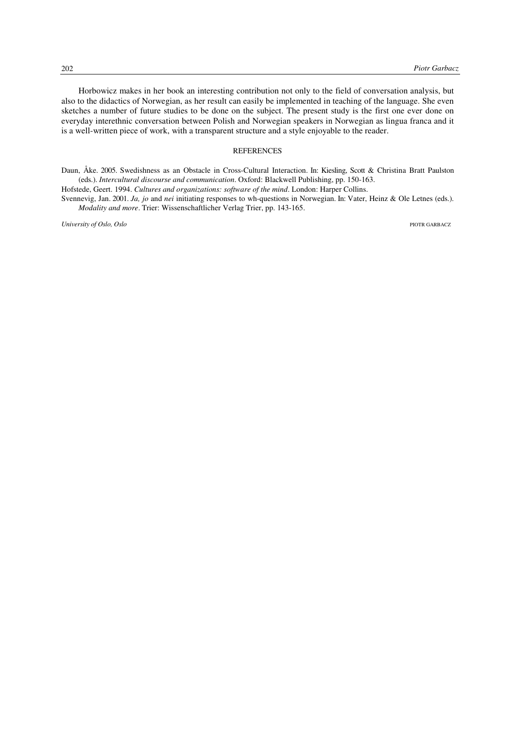Horbowicz makes in her book an interesting contribution not only to the field of conversation analysis, but also to the didactics of Norwegian, as her result can easily be implemented in teaching of the language. She even sketches a number of future studies to be done on the subject. The present study is the first one ever done on everyday interethnic conversation between Polish and Norwegian speakers in Norwegian as lingua franca and it is a well-written piece of work, with a transparent structure and a style enjoyable to the reader.

## REFERENCES

Daun, Åke. 2005. Swedishness as an Obstacle in Cross-Cultural Interaction. In: Kiesling, Scott & Christina Bratt Paulston (eds.). *Intercultural discourse and communication*. Oxford: Blackwell Publishing, pp. 150-163.

Hofstede, Geert. 1994. *Cultures and organizations: software of the mind*. London: Harper Collins.

Svennevig, Jan. 2001. *Ja, jo* and *nei* initiating responses to wh-questions in Norwegian. In: Vater, Heinz & Ole Letnes (eds.). *Modality and more*. Trier: Wissenschaftlicher Verlag Trier, pp. 143-165.

*University of Oslo, Oslo*

PIOTR GARBACZ